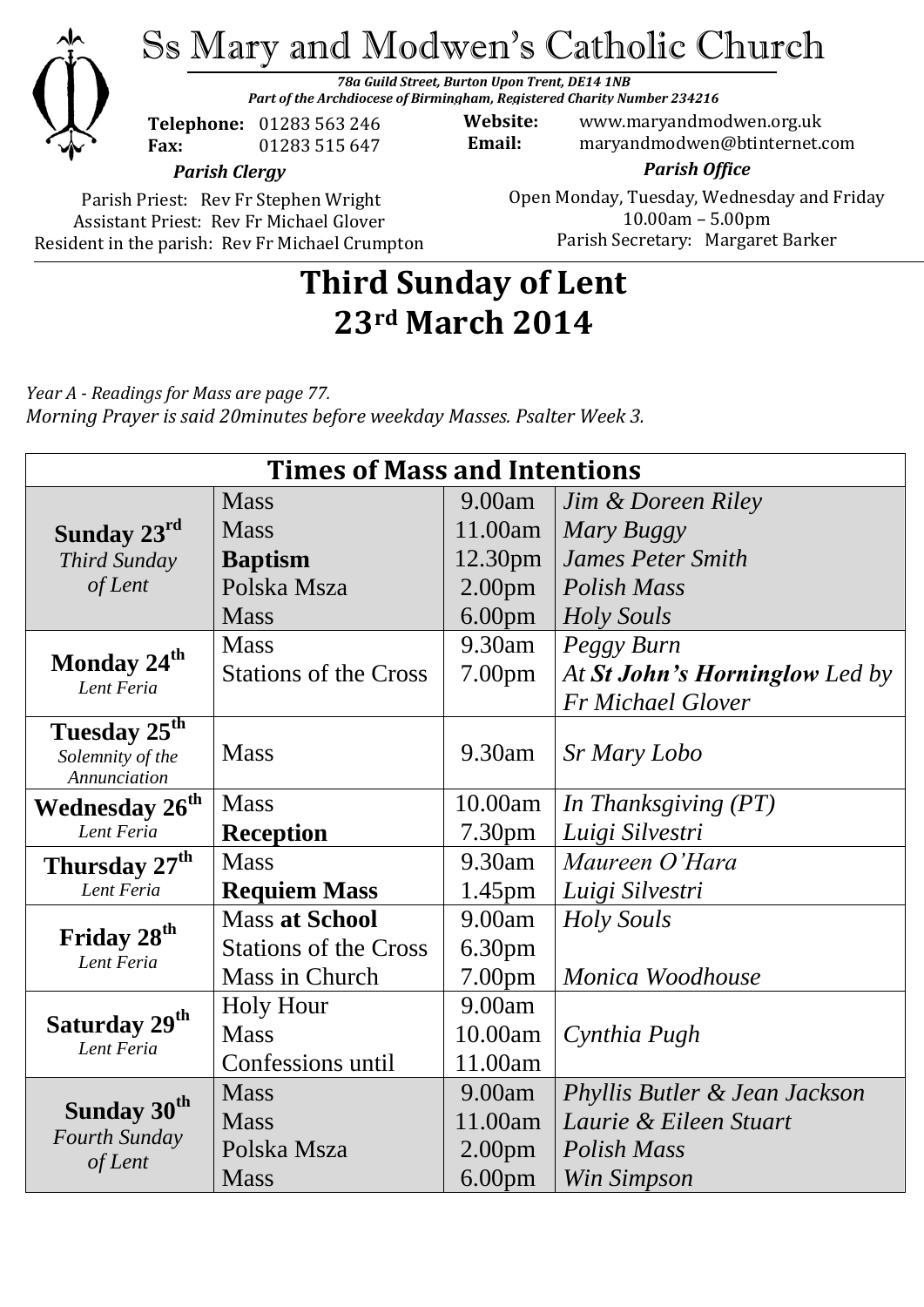# Ss Mary and Modwen's Catholic Church

***78a Guild Street, Burton Upon Trent, DE14 1NB***
***Part of the Archdiocese of Birmingham, Registered Charity Number 234216***

**Telephone:** 01283 563 246
**Fax:** 01283 515 647

**Website:** www.maryandmodwen.org.uk
**Email:** maryandmodwen@btinternet.com

***Parish Clergy***

Parish Priest: Rev Fr Stephen Wright
Assistant Priest: Rev Fr Michael Glover
Resident in the parish: Rev Fr Michael Crumpton

***Parish Office***

Open Monday, Tuesday, Wednesday and Friday
10.00am – 5.00pm
Parish Secretary: Margaret Barker

# Third Sunday of Lent
# 23rd March 2014

*Year A - Readings for Mass are page 77.*
*Morning Prayer is said 20minutes before weekday Masses. Psalter Week 3.*

| Times of Mass and Intentions | | | |
|---|---|---|---|
| **Sunday 23rd** *Third Sunday of Lent* | Mass | 9.00am | *Jim & Doreen Riley* |
| | Mass | 11.00am | *Mary Buggy* |
| | **Baptism** | 12.30pm | *James Peter Smith* |
| | Polska Msza | 2.00pm | *Polish Mass* |
| | Mass | 6.00pm | *Holy Souls* |
| **Monday 24th** *Lent Feria* | Mass | 9.30am | *Peggy Burn* |
| | Stations of the Cross | 7.00pm | *At **St John's Horninglow** Led by Fr Michael Glover* |
| **Tuesday 25th** *Solemnity of the Annunciation* | Mass | 9.30am | *Sr Mary Lobo* |
| **Wednesday 26th** *Lent Feria* | Mass | 10.00am | *In Thanksgiving (PT)* |
| | **Reception** | 7.30pm | *Luigi Silvestri* |
| **Thursday 27th** *Lent Feria* | Mass | 9.30am | *Maureen O'Hara* |
| | **Requiem Mass** | 1.45pm | *Luigi Silvestri* |
| **Friday 28th** *Lent Feria* | Mass **at School** | 9.00am | *Holy Souls* |
| | Stations of the Cross | 6.30pm | |
| | Mass in Church | 7.00pm | *Monica Woodhouse* |
| **Saturday 29th** *Lent Feria* | Holy Hour | 9.00am | |
| | Mass | 10.00am | *Cynthia Pugh* |
| | Confessions until | 11.00am | |
| **Sunday 30th** *Fourth Sunday of Lent* | Mass | 9.00am | *Phyllis Butler & Jean Jackson* |
| | Mass | 11.00am | *Laurie & Eileen Stuart* |
| | Polska Msza | 2.00pm | *Polish Mass* |
| | Mass | 6.00pm | *Win Simpson* |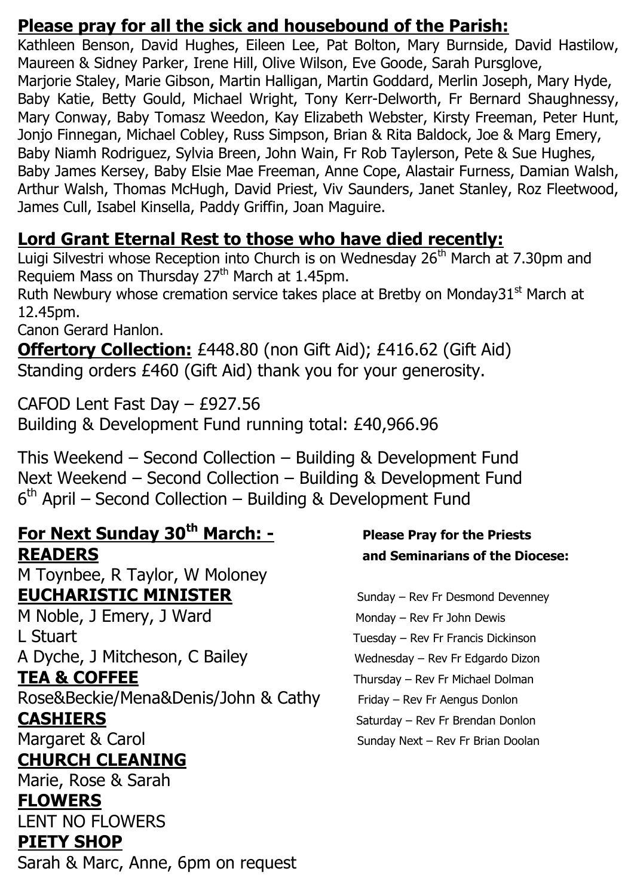## Please pray for all the sick and housebound of the Parish:

Kathleen Benson, David Hughes, Eileen Lee, Pat Bolton, Mary Burnside, David Hastilow, Maureen & Sidney Parker, Irene Hill, Olive Wilson, Eve Goode, Sarah Pursglove, Marjorie Staley, Marie Gibson, Martin Halligan, Martin Goddard, Merlin Joseph, Mary Hyde, Baby Katie, Betty Gould, Michael Wright, Tony Kerr-Delworth, Fr Bernard Shaughnessy, Mary Conway, Baby Tomasz Weedon, Kay Elizabeth Webster, Kirsty Freeman, Peter Hunt, Jonjo Finnegan, Michael Cobley, Russ Simpson, Brian & Rita Baldock, Joe & Marg Emery, Baby Niamh Rodriguez, Sylvia Breen, John Wain, Fr Rob Taylerson, Pete & Sue Hughes, Baby James Kersey, Baby Elsie Mae Freeman, Anne Cope, Alastair Furness, Damian Walsh, Arthur Walsh, Thomas McHugh, David Priest, Viv Saunders, Janet Stanley, Roz Fleetwood, James Cull, Isabel Kinsella, Paddy Griffin, Joan Maguire.

## Lord Grant Eternal Rest to those who have died recently:

Luigi Silvestri whose Reception into Church is on Wednesday 26th March at 7.30pm and Requiem Mass on Thursday 27th March at 1.45pm.
Ruth Newbury whose cremation service takes place at Bretby on Monday31st March at 12.45pm.
Canon Gerard Hanlon.

**Offertory Collection:** £448.80 (non Gift Aid); £416.62 (Gift Aid)
Standing orders £460 (Gift Aid) thank you for your generosity.

CAFOD Lent Fast Day – £927.56
Building & Development Fund running total: £40,966.96

This Weekend – Second Collection – Building & Development Fund
Next Weekend – Second Collection – Building & Development Fund
6th April – Second Collection – Building & Development Fund

## For Next Sunday 30th March: -

**READERS**
M Toynbee, R Taylor, W Moloney

**EUCHARISTIC MINISTER**
M Noble, J Emery, J Ward
L Stuart
A Dyche, J Mitcheson, C Bailey

**TEA & COFFEE**
Rose&Beckie/Mena&Denis/John & Cathy

**CASHIERS**
Margaret & Carol

**CHURCH CLEANING**
Marie, Rose & Sarah

**FLOWERS**
LENT NO FLOWERS

**PIETY SHOP**
Sarah & Marc, Anne, 6pm on request

**Please Pray for the Priests and Seminarians of the Diocese:**

Sunday – Rev Fr Desmond Devenney
Monday – Rev Fr John Dewis
Tuesday – Rev Fr Francis Dickinson
Wednesday – Rev Fr Edgardo Dizon
Thursday – Rev Fr Michael Dolman
Friday – Rev Fr Aengus Donlon
Saturday – Rev Fr Brendan Donlon
Sunday Next – Rev Fr Brian Doolan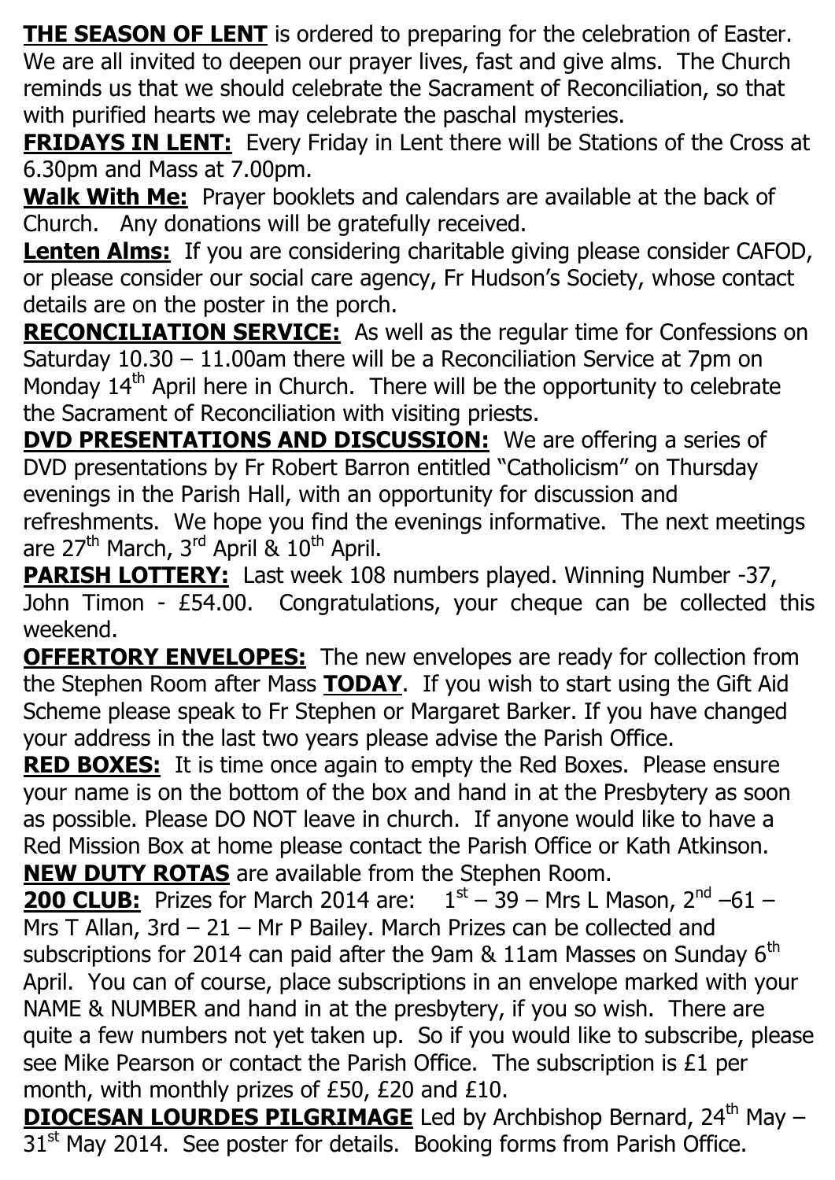**THE SEASON OF LENT** is ordered to preparing for the celebration of Easter. We are all invited to deepen our prayer lives, fast and give alms. The Church reminds us that we should celebrate the Sacrament of Reconciliation, so that with purified hearts we may celebrate the paschal mysteries.

**FRIDAYS IN LENT:** Every Friday in Lent there will be Stations of the Cross at 6.30pm and Mass at 7.00pm.

**Walk With Me:** Prayer booklets and calendars are available at the back of Church. Any donations will be gratefully received.

**Lenten Alms:** If you are considering charitable giving please consider CAFOD, or please consider our social care agency, Fr Hudson's Society, whose contact details are on the poster in the porch.

**RECONCILIATION SERVICE:** As well as the regular time for Confessions on Saturday 10.30 – 11.00am there will be a Reconciliation Service at 7pm on Monday 14th April here in Church. There will be the opportunity to celebrate the Sacrament of Reconciliation with visiting priests.

**DVD PRESENTATIONS AND DISCUSSION:** We are offering a series of DVD presentations by Fr Robert Barron entitled "Catholicism" on Thursday evenings in the Parish Hall, with an opportunity for discussion and refreshments. We hope you find the evenings informative. The next meetings are 27th March, 3rd April & 10th April.

**PARISH LOTTERY:** Last week 108 numbers played. Winning Number -37, John Timon - £54.00. Congratulations, your cheque can be collected this weekend.

**OFFERTORY ENVELOPES:** The new envelopes are ready for collection from the Stephen Room after Mass **TODAY**. If you wish to start using the Gift Aid Scheme please speak to Fr Stephen or Margaret Barker. If you have changed your address in the last two years please advise the Parish Office.

**RED BOXES:** It is time once again to empty the Red Boxes. Please ensure your name is on the bottom of the box and hand in at the Presbytery as soon as possible. Please DO NOT leave in church. If anyone would like to have a Red Mission Box at home please contact the Parish Office or Kath Atkinson.

**NEW DUTY ROTAS** are available from the Stephen Room.

**200 CLUB:** Prizes for March 2014 are: 1st – 39 – Mrs L Mason, 2nd –61 – Mrs T Allan, 3rd – 21 – Mr P Bailey. March Prizes can be collected and subscriptions for 2014 can paid after the 9am & 11am Masses on Sunday 6th April. You can of course, place subscriptions in an envelope marked with your NAME & NUMBER and hand in at the presbytery, if you so wish. There are quite a few numbers not yet taken up. So if you would like to subscribe, please see Mike Pearson or contact the Parish Office. The subscription is £1 per month, with monthly prizes of £50, £20 and £10.

**DIOCESAN LOURDES PILGRIMAGE** Led by Archbishop Bernard, 24th May – 31st May 2014. See poster for details. Booking forms from Parish Office.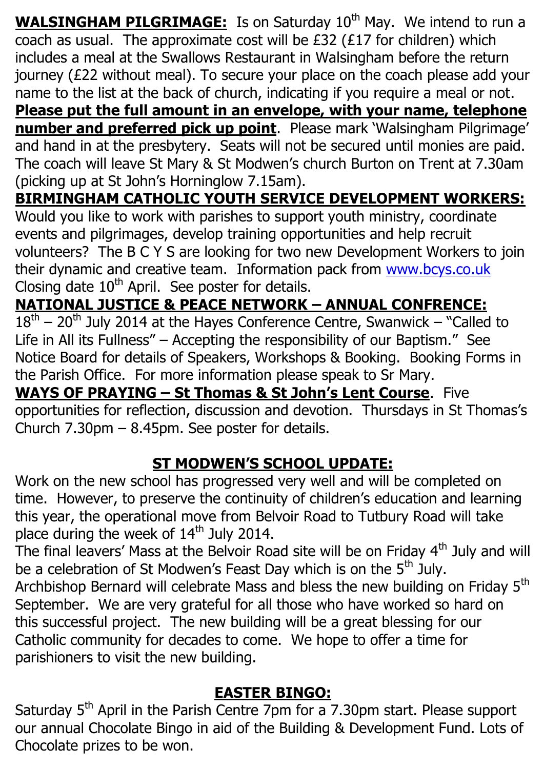**WALSINGHAM PILGRIMAGE:** Is on Saturday 10th May. We intend to run a coach as usual. The approximate cost will be £32 (£17 for children) which includes a meal at the Swallows Restaurant in Walsingham before the return journey (£22 without meal). To secure your place on the coach please add your name to the list at the back of church, indicating if you require a meal or not. **Please put the full amount in an envelope, with your name, telephone number and preferred pick up point**. Please mark 'Walsingham Pilgrimage' and hand in at the presbytery. Seats will not be secured until monies are paid. The coach will leave St Mary & St Modwen's church Burton on Trent at 7.30am (picking up at St John's Horninglow 7.15am).

**BIRMINGHAM CATHOLIC YOUTH SERVICE DEVELOPMENT WORKERS:** Would you like to work with parishes to support youth ministry, coordinate events and pilgrimages, develop training opportunities and help recruit volunteers? The B C Y S are looking for two new Development Workers to join their dynamic and creative team. Information pack from www.bcys.co.uk Closing date 10th April. See poster for details.

**NATIONAL JUSTICE & PEACE NETWORK – ANNUAL CONFRENCE:** 18th – 20th July 2014 at the Hayes Conference Centre, Swanwick – "Called to Life in All its Fullness" – Accepting the responsibility of our Baptism." See Notice Board for details of Speakers, Workshops & Booking. Booking Forms in the Parish Office. For more information please speak to Sr Mary.

**WAYS OF PRAYING – St Thomas & St John's Lent Course**. Five opportunities for reflection, discussion and devotion. Thursdays in St Thomas's Church 7.30pm – 8.45pm. See poster for details.

## ST MODWEN'S SCHOOL UPDATE:

Work on the new school has progressed very well and will be completed on time. However, to preserve the continuity of children's education and learning this year, the operational move from Belvoir Road to Tutbury Road will take place during the week of 14th July 2014.

The final leavers' Mass at the Belvoir Road site will be on Friday 4th July and will be a celebration of St Modwen's Feast Day which is on the 5th July.

Archbishop Bernard will celebrate Mass and bless the new building on Friday 5th September. We are very grateful for all those who have worked so hard on this successful project. The new building will be a great blessing for our Catholic community for decades to come. We hope to offer a time for parishioners to visit the new building.

## EASTER BINGO:

Saturday 5th April in the Parish Centre 7pm for a 7.30pm start. Please support our annual Chocolate Bingo in aid of the Building & Development Fund. Lots of Chocolate prizes to be won.